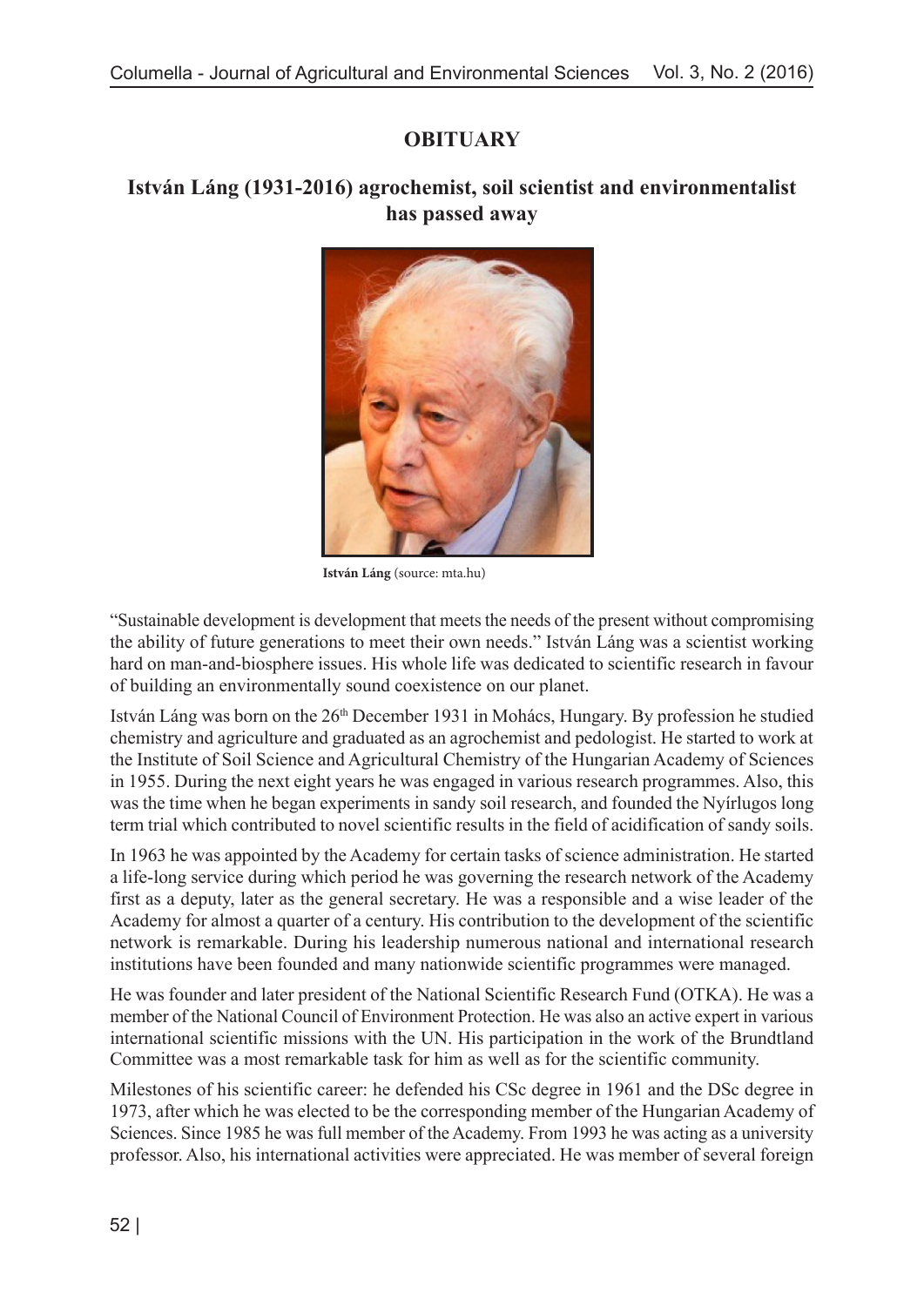# OBITUARY

## István Láng (1931-2016) agrochemist, soil scientist and environmentalist has passed away

**István Láng** (source: mta.hu)

"Sustainable development is development that meets the needs of the present without compromising the ability of future generations to meet their own needs." István Láng was a scientist working hard on man-and-biosphere issues. His whole life was dedicated to scientific research in favour of building an environmentally sound coexistence on our planet.

István Láng was born on the 26th December 1931 in Mohács, Hungary. By profession he studied chemistry and agriculture and graduated as an agrochemist and pedologist. He started to work at the Institute of Soil Science and Agricultural Chemistry of the Hungarian Academy of Sciences in 1955. During the next eight years he was engaged in various research programmes. Also, this was the time when he began experiments in sandy soil research, and founded the Nyírlugos long term trial which contributed to novel scientific results in the field of acidification of sandy soils.

In 1963 he was appointed by the Academy for certain tasks of science administration. He started a life-long service during which period he was governing the research network of the Academy first as a deputy, later as the general secretary. He was a responsible and a wise leader of the Academy for almost a quarter of a century. His contribution to the development of the scientific network is remarkable. During his leadership numerous national and international research institutions have been founded and many nationwide scientific programmes were managed.

He was founder and later president of the National Scientific Research Fund (OTKA). He was a member of the National Council of Environment Protection. He was also an active expert in various international scientific missions with the UN. His participation in the work of the Brundtland Committee was a most remarkable task for him as well as for the scientific community.

Milestones of his scientific career: he defended his CSc degree in 1961 and the DSc degree in 1973, after which he was elected to be the corresponding member of the Hungarian Academy of Sciences. Since 1985 he was full member of the Academy. From 1993 he was acting as a university professor. Also, his international activities were appreciated. He was member of several foreign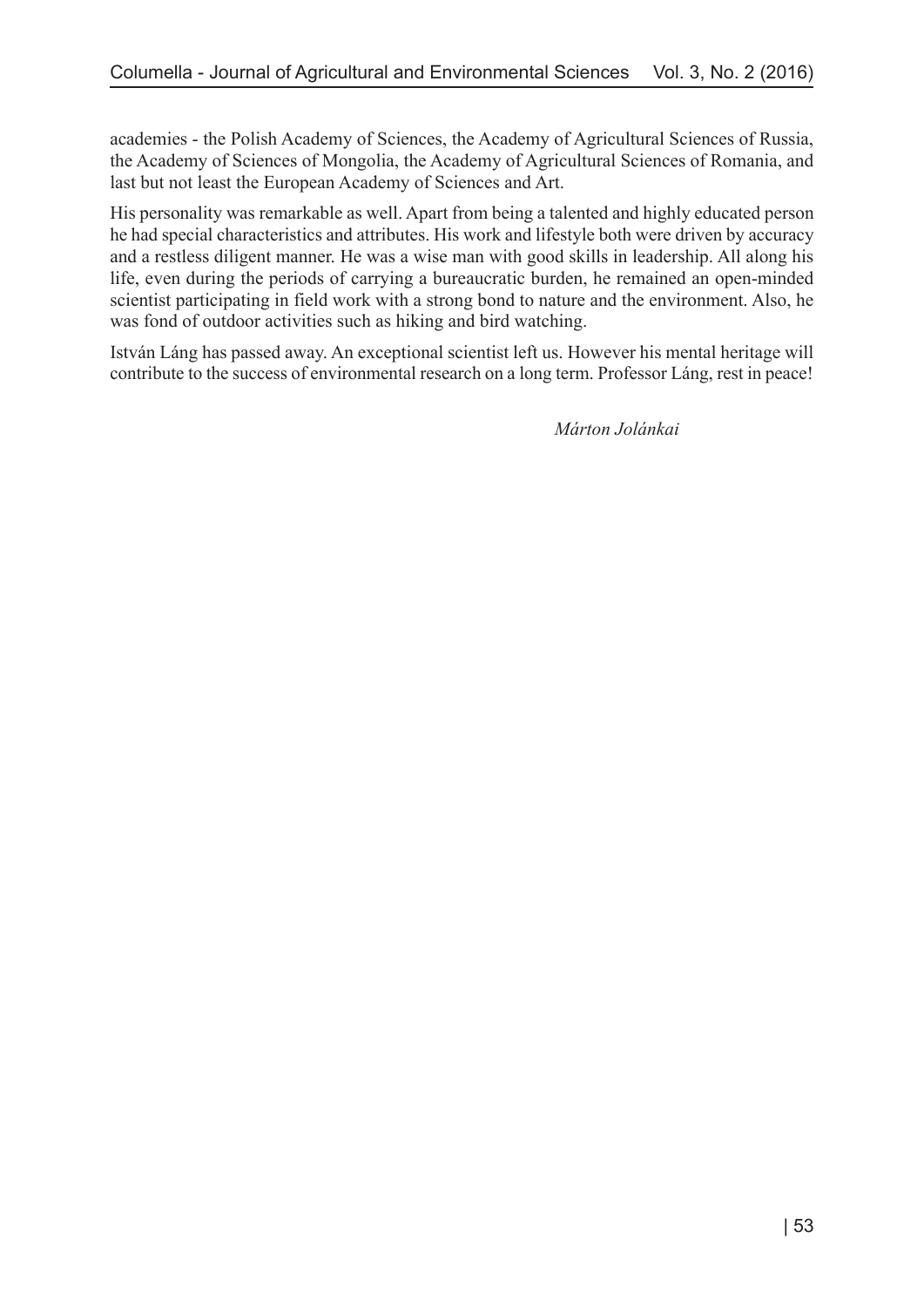academies - the Polish Academy of Sciences, the Academy of Agricultural Sciences of Russia, the Academy of Sciences of Mongolia, the Academy of Agricultural Sciences of Romania, and last but not least the European Academy of Sciences and Art.

His personality was remarkable as well. Apart from being a talented and highly educated person he had special characteristics and attributes. His work and lifestyle both were driven by accuracy and a restless diligent manner. He was a wise man with good skills in leadership. All along his life, even during the periods of carrying a bureaucratic burden, he remained an open-minded scientist participating in field work with a strong bond to nature and the environment. Also, he was fond of outdoor activities such as hiking and bird watching.

István Láng has passed away. An exceptional scientist left us. However his mental heritage will contribute to the success of environmental research on a long term. Professor Láng, rest in peace!

*Márton Jolánkai*